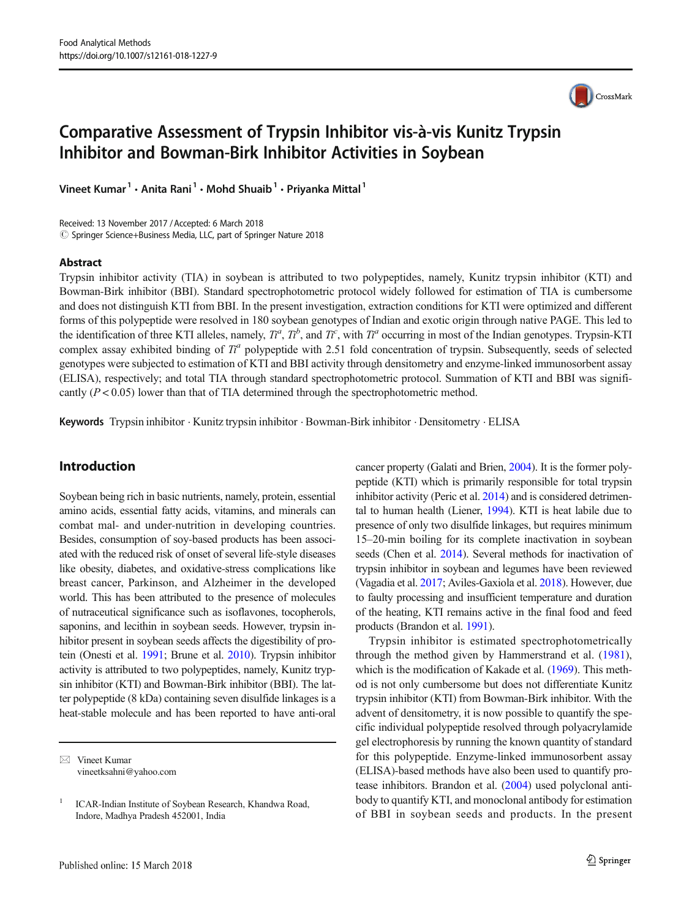# Comparative Assessment of Trypsin Inhibitor vis-à-vis Kunitz Trypsin Inhibitor and Bowman-Birk Inhibitor Activities in Soybean

Vineet Kumar[1] · Anita Rani[1] · Mohd Shuaib[1] · Priyanka Mittal[1]

Received: 13 November 2017 / Accepted: 6 March 2018
© Springer Science+Business Media, LLC, part of Springer Nature 2018

## Abstract

Trypsin inhibitor activity (TIA) in soybean is attributed to two polypeptides, namely, Kunitz trypsin inhibitor (KTI) and Bowman-Birk inhibitor (BBI). Standard spectrophotometric protocol widely followed for estimation of TIA is cumbersome and does not distinguish KTI from BBI. In the present investigation, extraction conditions for KTI were optimized and different forms of this polypeptide were resolved in 180 soybean genotypes of Indian and exotic origin through native PAGE. This led to the identification of three KTI alleles, namely, $Ti^a$, $Ti^b$, and $Ti^c$, with $Ti^a$ occurring in most of the Indian genotypes. Trypsin-KTI complex assay exhibited binding of $Ti^a$ polypeptide with 2.51 fold concentration of trypsin. Subsequently, seeds of selected genotypes were subjected to estimation of KTI and BBI activity through densitometry and enzyme-linked immunosorbent assay (ELISA), respectively; and total TIA through standard spectrophotometric protocol. Summation of KTI and BBI was significantly ($P < 0.05$) lower than that of TIA determined through the spectrophotometric method.

**Keywords** Trypsin inhibitor · Kunitz trypsin inhibitor · Bowman-Birk inhibitor · Densitometry · ELISA

## Introduction

Soybean being rich in basic nutrients, namely, protein, essential amino acids, essential fatty acids, vitamins, and minerals can combat mal- and under-nutrition in developing countries. Besides, consumption of soy-based products has been associated with the reduced risk of onset of several life-style diseases like obesity, diabetes, and oxidative-stress complications like breast cancer, Parkinson, and Alzheimer in the developed world. This has been attributed to the presence of molecules of nutraceutical significance such as isoflavones, tocopherols, saponins, and lecithin in soybean seeds. However, trypsin inhibitor present in soybean seeds affects the digestibility of protein (Onesti et al. 1991; Brune et al. 2010). Trypsin inhibitor activity is attributed to two polypeptides, namely, Kunitz trypsin inhibitor (KTI) and Bowman-Birk inhibitor (BBI). The latter polypeptide (8 kDa) containing seven disulfide linkages is a heat-stable molecule and has been reported to have anti-oral cancer property (Galati and Brien, 2004). It is the former polypeptide (KTI) which is primarily responsible for total trypsin inhibitor activity (Peric et al. 2014) and is considered detrimental to human health (Liener, 1994). KTI is heat labile due to presence of only two disulfide linkages, but requires minimum 15–20-min boiling for its complete inactivation in soybean seeds (Chen et al. 2014). Several methods for inactivation of trypsin inhibitor in soybean and legumes have been reviewed (Vagadia et al. 2017; Aviles-Gaxiola et al. 2018). However, due to faulty processing and insufficient temperature and duration of the heating, KTI remains active in the final food and feed products (Brandon et al. 1991).

Trypsin inhibitor is estimated spectrophotometrically through the method given by Hammerstrand et al. (1981), which is the modification of Kakade et al. (1969). This method is not only cumbersome but does not differentiate Kunitz trypsin inhibitor (KTI) from Bowman-Birk inhibitor. With the advent of densitometry, it is now possible to quantify the specific individual polypeptide resolved through polyacrylamide gel electrophoresis by running the known quantity of standard for this polypeptide. Enzyme-linked immunosorbent assay (ELISA)-based methods have also been used to quantify protease inhibitors. Brandon et al. (2004) used polyclonal antibody to quantify KTI, and monoclonal antibody for estimation of BBI in soybean seeds and products. In the present

---

✉ Vineet Kumar
vineetksahni@yahoo.com

[1] ICAR-Indian Institute of Soybean Research, Khandwa Road, Indore, Madhya Pradesh 452001, India

Published online: 15 March 2018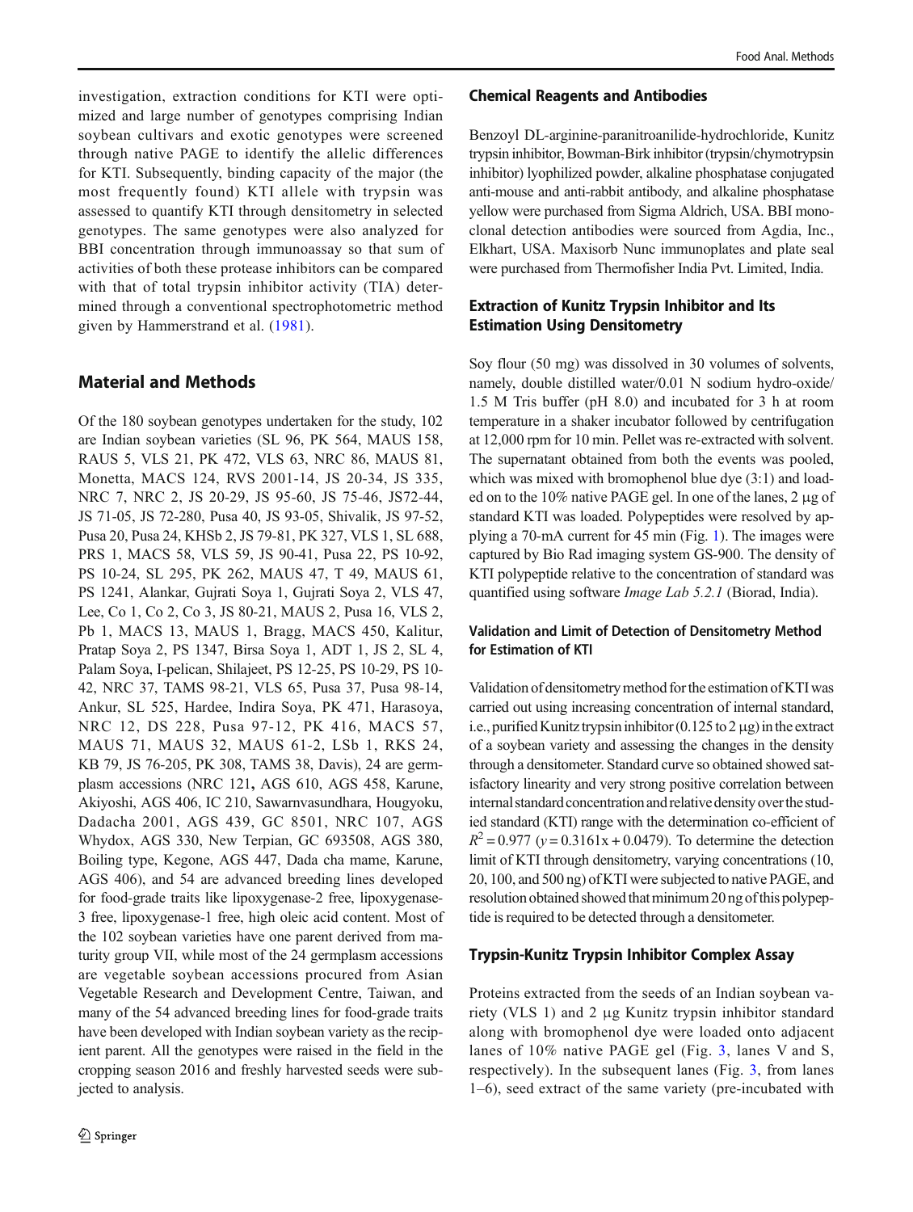investigation, extraction conditions for KTI were optimized and large number of genotypes comprising Indian soybean cultivars and exotic genotypes were screened through native PAGE to identify the allelic differences for KTI. Subsequently, binding capacity of the major (the most frequently found) KTI allele with trypsin was assessed to quantify KTI through densitometry in selected genotypes. The same genotypes were also analyzed for BBI concentration through immunoassay so that sum of activities of both these protease inhibitors can be compared with that of total trypsin inhibitor activity (TIA) determined through a conventional spectrophotometric method given by Hammerstrand et al. (1981).

## Material and Methods

Of the 180 soybean genotypes undertaken for the study, 102 are Indian soybean varieties (SL 96, PK 564, MAUS 158, RAUS 5, VLS 21, PK 472, VLS 63, NRC 86, MAUS 81, Monetta, MACS 124, RVS 2001-14, JS 20-34, JS 335, NRC 7, NRC 2, JS 20-29, JS 95-60, JS 75-46, JS72-44, JS 71-05, JS 72-280, Pusa 40, JS 93-05, Shivalik, JS 97-52, Pusa 20, Pusa 24, KHSb 2, JS 79-81, PK 327, VLS 1, SL 688, PRS 1, MACS 58, VLS 59, JS 90-41, Pusa 22, PS 10-92, PS 10-24, SL 295, PK 262, MAUS 47, T 49, MAUS 61, PS 1241, Alankar, Gujrati Soya 1, Gujrati Soya 2, VLS 47, Lee, Co 1, Co 2, Co 3, JS 80-21, MAUS 2, Pusa 16, VLS 2, Pb 1, MACS 13, MAUS 1, Bragg, MACS 450, Kalitur, Pratap Soya 2, PS 1347, Birsa Soya 1, ADT 1, JS 2, SL 4, Palam Soya, I-pelican, Shilajeet, PS 12-25, PS 10-29, PS 10-42, NRC 37, TAMS 98-21, VLS 65, Pusa 37, Pusa 98-14, Ankur, SL 525, Hardee, Indira Soya, PK 471, Harasoya, NRC 12, DS 228, Pusa 97-12, PK 416, MACS 57, MAUS 71, MAUS 32, MAUS 61-2, LSb 1, RKS 24, KB 79, JS 76-205, PK 308, TAMS 38, Davis), 24 are germplasm accessions (NRC 121**,** AGS 610, AGS 458, Karune, Akiyoshi, AGS 406, IC 210, Sawarnvasundhara, Hougyoku, Dadacha 2001, AGS 439, GC 8501, NRC 107, AGS Whydox, AGS 330, New Terpian, GC 693508, AGS 380, Boiling type, Kegone, AGS 447, Dada cha mame, Karune, AGS 406), and 54 are advanced breeding lines developed for food-grade traits like lipoxygenase-2 free, lipoxygenase-3 free, lipoxygenase-1 free, high oleic acid content. Most of the 102 soybean varieties have one parent derived from maturity group VII, while most of the 24 germplasm accessions are vegetable soybean accessions procured from Asian Vegetable Research and Development Centre, Taiwan, and many of the 54 advanced breeding lines for food-grade traits have been developed with Indian soybean variety as the recipient parent. All the genotypes were raised in the field in the cropping season 2016 and freshly harvested seeds were subjected to analysis.

### Chemical Reagents and Antibodies

Benzoyl DL-arginine-paranitroanilide-hydrochloride, Kunitz trypsin inhibitor, Bowman-Birk inhibitor (trypsin/chymotrypsin inhibitor) lyophilized powder, alkaline phosphatase conjugated anti-mouse and anti-rabbit antibody, and alkaline phosphatase yellow were purchased from Sigma Aldrich, USA. BBI monoclonal detection antibodies were sourced from Agdia, Inc., Elkhart, USA. Maxisorb Nunc immunoplates and plate seal were purchased from Thermofisher India Pvt. Limited, India.

### Extraction of Kunitz Trypsin Inhibitor and Its Estimation Using Densitometry

Soy flour (50 mg) was dissolved in 30 volumes of solvents, namely, double distilled water/0.01 N sodium hydro-oxide/1.5 M Tris buffer (pH 8.0) and incubated for 3 h at room temperature in a shaker incubator followed by centrifugation at 12,000 rpm for 10 min. Pellet was re-extracted with solvent. The supernatant obtained from both the events was pooled, which was mixed with bromophenol blue dye (3:1) and loaded on to the 10% native PAGE gel. In one of the lanes, 2 μg of standard KTI was loaded. Polypeptides were resolved by applying a 70-mA current for 45 min (Fig. 1). The images were captured by Bio Rad imaging system GS-900. The density of KTI polypeptide relative to the concentration of standard was quantified using software *Image Lab 5.2.1* (Biorad, India).

#### Validation and Limit of Detection of Densitometry Method for Estimation of KTI

Validation of densitometry method for the estimation of KTI was carried out using increasing concentration of internal standard, i.e., purified Kunitz trypsin inhibitor (0.125 to 2 μg) in the extract of a soybean variety and assessing the changes in the density through a densitometer. Standard curve so obtained showed satisfactory linearity and very strong positive correlation between internal standard concentration and relative density over the studied standard (KTI) range with the determination co-efficient of $R^2 = 0.977$ ($y = 0.3161x + 0.0479$). To determine the detection limit of KTI through densitometry, varying concentrations (10, 20, 100, and 500 ng) of KTI were subjected to native PAGE, and resolution obtained showed that minimum 20 ng of this polypeptide is required to be detected through a densitometer.

### Trypsin-Kunitz Trypsin Inhibitor Complex Assay

Proteins extracted from the seeds of an Indian soybean variety (VLS 1) and 2 μg Kunitz trypsin inhibitor standard along with bromophenol dye were loaded onto adjacent lanes of 10% native PAGE gel (Fig. 3, lanes V and S, respectively). In the subsequent lanes (Fig. 3, from lanes 1–6), seed extract of the same variety (pre-incubated with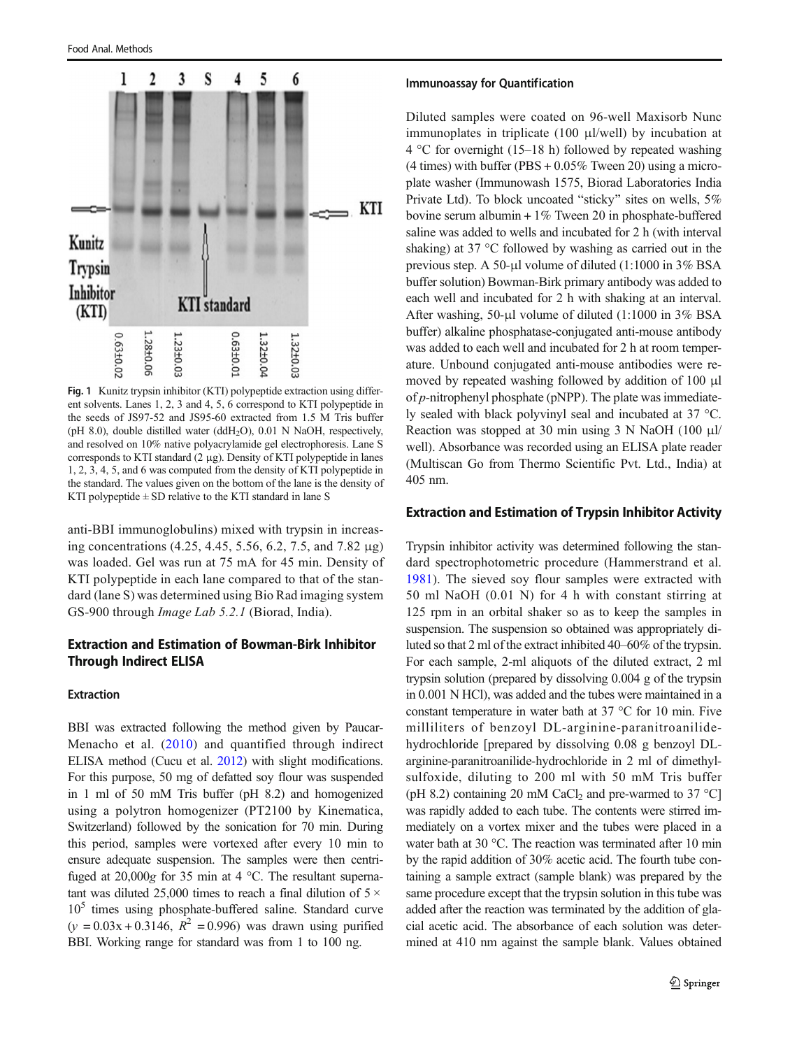Fig. 1 Kunitz trypsin inhibitor (KTI) polypeptide extraction using different solvents. Lanes 1, 2, 3 and 4, 5, 6 correspond to KTI polypeptide in the seeds of JS97-52 and JS95-60 extracted from 1.5 M Tris buffer (pH 8.0), double distilled water ($ddH_2O$), 0.01 N NaOH, respectively, and resolved on 10% native polyacrylamide gel electrophoresis. Lane S corresponds to KTI standard (2 μg). Density of KTI polypeptide in lanes 1, 2, 3, 4, 5, and 6 was computed from the density of KTI polypeptide in the standard. The values given on the bottom of the lane is the density of KTI polypeptide ± SD relative to the KTI standard in lane S

anti-BBI immunoglobulins) mixed with trypsin in increasing concentrations (4.25, 4.45, 5.56, 6.2, 7.5, and 7.82 μg) was loaded. Gel was run at 75 mA for 45 min. Density of KTI polypeptide in each lane compared to that of the standard (lane S) was determined using Bio Rad imaging system GS-900 through *Image Lab 5.2.1* (Biorad, India).

## Extraction and Estimation of Bowman-Birk Inhibitor Through Indirect ELISA

### Extraction

BBI was extracted following the method given by Paucar-Menacho et al. (2010) and quantified through indirect ELISA method (Cucu et al. 2012) with slight modifications. For this purpose, 50 mg of defatted soy flour was suspended in 1 ml of 50 mM Tris buffer (pH 8.2) and homogenized using a polytron homogenizer (PT2100 by Kinematica, Switzerland) followed by the sonication for 70 min. During this period, samples were vortexed after every 10 min to ensure adequate suspension. The samples were then centrifuged at 20,000*g* for 35 min at 4 °C. The resultant supernatant was diluted 25,000 times to reach a final dilution of $5 \times 10^5$ times using phosphate-buffered saline. Standard curve ($y = 0.03x + 0.3146$, $R^2 = 0.996$) was drawn using purified BBI. Working range for standard was from 1 to 100 ng.

### Immunoassay for Quantification

Diluted samples were coated on 96-well Maxisorb Nunc immunoplates in triplicate (100 μl/well) by incubation at 4 °C for overnight (15–18 h) followed by repeated washing (4 times) with buffer (PBS + 0.05% Tween 20) using a microplate washer (Immunowash 1575, Biorad Laboratories India Private Ltd). To block uncoated "sticky" sites on wells, 5% bovine serum albumin + 1% Tween 20 in phosphate-buffered saline was added to wells and incubated for 2 h (with interval shaking) at 37 °C followed by washing as carried out in the previous step. A 50-μl volume of diluted (1:1000 in 3% BSA buffer solution) Bowman-Birk primary antibody was added to each well and incubated for 2 h with shaking at an interval. After washing, 50-μl volume of diluted (1:1000 in 3% BSA buffer) alkaline phosphatase-conjugated anti-mouse antibody was added to each well and incubated for 2 h at room temperature. Unbound conjugated anti-mouse antibodies were removed by repeated washing followed by addition of 100 μl of *p*-nitrophenyl phosphate (pNPP). The plate was immediately sealed with black polyvinyl seal and incubated at 37 °C. Reaction was stopped at 30 min using 3 N NaOH (100 μl/well). Absorbance was recorded using an ELISA plate reader (Multiscan Go from Thermo Scientific Pvt. Ltd., India) at 405 nm.

## Extraction and Estimation of Trypsin Inhibitor Activity

Trypsin inhibitor activity was determined following the standard spectrophotometric procedure (Hammerstrand et al. 1981). The sieved soy flour samples were extracted with 50 ml NaOH (0.01 N) for 4 h with constant stirring at 125 rpm in an orbital shaker so as to keep the samples in suspension. The suspension so obtained was appropriately diluted so that 2 ml of the extract inhibited 40–60% of the trypsin. For each sample, 2-ml aliquots of the diluted extract, 2 ml trypsin solution (prepared by dissolving 0.004 g of the trypsin in 0.001 N HCl), was added and the tubes were maintained in a constant temperature in water bath at 37 °C for 10 min. Five milliliters of benzoyl DL-arginine-paranitroanilide-hydrochloride [prepared by dissolving 0.08 g benzoyl DL-arginine-paranitroanilide-hydrochloride in 2 ml of dimethylsulfoxide, diluting to 200 ml with 50 mM Tris buffer (pH 8.2) containing 20 mM $CaCl_2$ and pre-warmed to 37 °C] was rapidly added to each tube. The contents were stirred immediately on a vortex mixer and the tubes were placed in a water bath at 30 °C. The reaction was terminated after 10 min by the rapid addition of 30% acetic acid. The fourth tube containing a sample extract (sample blank) was prepared by the same procedure except that the trypsin solution in this tube was added after the reaction was terminated by the addition of glacial acetic acid. The absorbance of each solution was determined at 410 nm against the sample blank. Values obtained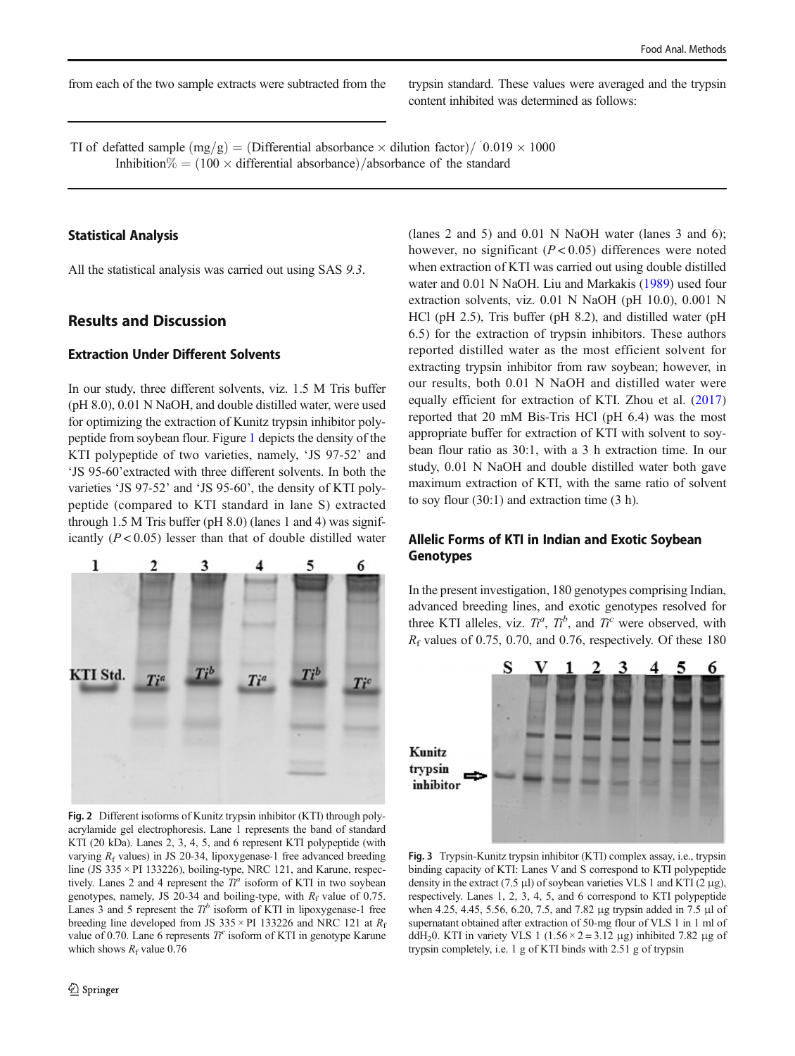from each of the two sample extracts were subtracted from the trypsin standard. These values were averaged and the trypsin content inhibited was determined as follows:

$$\text{TI of defatted sample (mg/g)} = (\text{Differential absorbance} \times \text{dilution factor}) / 0.019 \times 1000$$
$$\text{Inhibition\%} = (100 \times \text{differential absorbance}) / \text{absorbance of the standard}$$

### Statistical Analysis

All the statistical analysis was carried out using SAS *9.3*.

## Results and Discussion

### Extraction Under Different Solvents

In our study, three different solvents, viz. 1.5 M Tris buffer (pH 8.0), 0.01 N NaOH, and double distilled water, were used for optimizing the extraction of Kunitz trypsin inhibitor polypeptide from soybean flour. Figure 1 depicts the density of the KTI polypeptide of two varieties, namely, 'JS 97-52' and 'JS 95-60'extracted with three different solvents. In both the varieties 'JS 97-52' and 'JS 95-60', the density of KTI polypeptide (compared to KTI standard in lane S) extracted through 1.5 M Tris buffer (pH 8.0) (lanes 1 and 4) was significantly ($P < 0.05$) lesser than that of double distilled water (lanes 2 and 5) and 0.01 N NaOH water (lanes 3 and 6); however, no significant ($P < 0.05$) differences were noted when extraction of KTI was carried out using double distilled water and 0.01 N NaOH. Liu and Markakis (1989) used four extraction solvents, viz. 0.01 N NaOH (pH 10.0), 0.001 N HCl (pH 2.5), Tris buffer (pH 8.2), and distilled water (pH 6.5) for the extraction of trypsin inhibitors. These authors reported distilled water as the most efficient solvent for extracting trypsin inhibitor from raw soybean; however, in our results, both 0.01 N NaOH and distilled water were equally efficient for extraction of KTI. Zhou et al. (2017) reported that 20 mM Bis-Tris HCl (pH 6.4) was the most appropriate buffer for extraction of KTI with solvent to soybean flour ratio as 30:1, with a 3 h extraction time. In our study, 0.01 N NaOH and double distilled water both gave maximum extraction of KTI, with the same ratio of solvent to soy flour (30:1) and extraction time (3 h).

Fig. 2 Different isoforms of Kunitz trypsin inhibitor (KTI) through polyacrylamide gel electrophoresis. Lane 1 represents the band of standard KTI (20 kDa). Lanes 2, 3, 4, 5, and 6 represent KTI polypeptide (with varying $R_f$ values) in JS 20-34, lipoxygenase-1 free advanced breeding line (JS 335 × PI 133226), boiling-type, NRC 121, and Karune, respectively. Lanes 2 and 4 represent the $Ti^a$ isoform of KTI in two soybean genotypes, namely, JS 20-34 and boiling-type, with $R_f$ value of 0.75. Lanes 3 and 5 represent the $Ti^b$ isoform of KTI in lipoxygenase-1 free breeding line developed from JS 335 × PI 133226 and NRC 121 at $R_f$ value of 0.70. Lane 6 represents $Ti^c$ isoform of KTI in genotype Karune which shows $R_f$ value 0.76

### Allelic Forms of KTI in Indian and Exotic Soybean Genotypes

In the present investigation, 180 genotypes comprising Indian, advanced breeding lines, and exotic genotypes resolved for three KTI alleles, viz. $Ti^a$, $Ti^b$, and $Ti^c$ were observed, with $R_f$ values of 0.75, 0.70, and 0.76, respectively. Of these 180

Fig. 3 Trypsin-Kunitz trypsin inhibitor (KTI) complex assay, i.e., trypsin binding capacity of KTI: Lanes V and S correspond to KTI polypeptide density in the extract (7.5 μl) of soybean varieties VLS 1 and KTI (2 μg), respectively. Lanes 1, 2, 3, 4, 5, and 6 correspond to KTI polypeptide when 4.25, 4.45, 5.56, 6.20, 7.5, and 7.82 μg trypsin added in 7.5 μl of supernatant obtained after extraction of 50-mg flour of VLS 1 in 1 ml of $ddH_2O$. KTI in variety VLS 1 (1.56 × 2 = 3.12 μg) inhibited 7.82 μg of trypsin completely, i.e. 1 g of KTI binds with 2.51 g of trypsin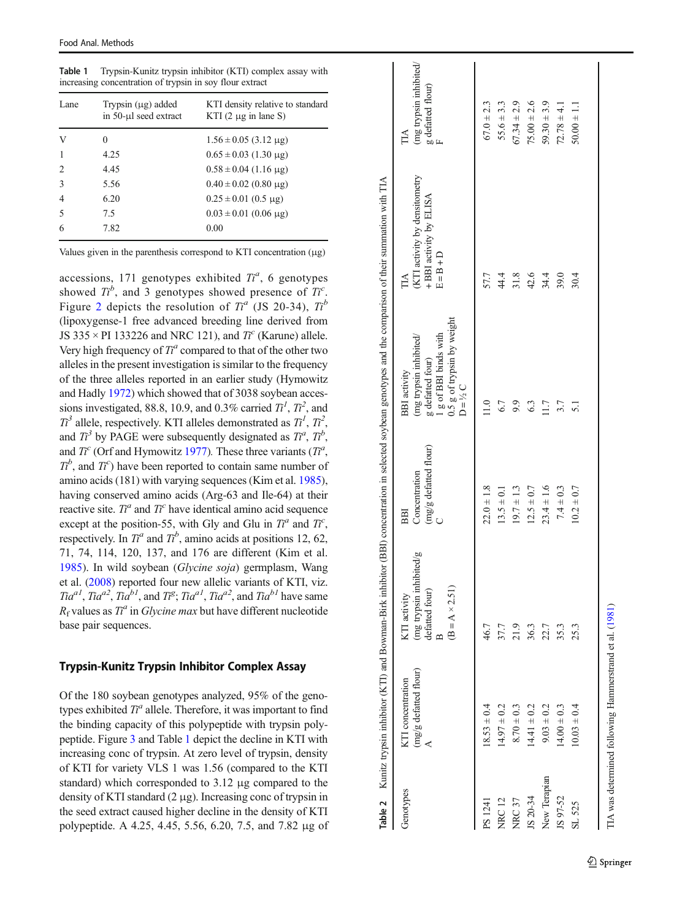**Table 1** Trypsin-Kunitz trypsin inhibitor (KTI) complex assay with increasing concentration of trypsin in soy flour extract

| Lane | Trypsin (μg) added in 50-μl seed extract | KTI density relative to standard KTI (2 μg in lane S) |
|---|---|---|
| V | 0 | 1.56 ± 0.05 (3.12 μg) |
| 1 | 4.25 | 0.65 ± 0.03 (1.30 μg) |
| 2 | 4.45 | 0.58 ± 0.04 (1.16 μg) |
| 3 | 5.56 | 0.40 ± 0.02 (0.80 μg) |
| 4 | 6.20 | 0.25 ± 0.01 (0.5 μg) |
| 5 | 7.5 | 0.03 ± 0.01 (0.06 μg) |
| 6 | 7.82 | 0.00 |

Values given in the parenthesis correspond to KTI concentration (μg)

accessions, 171 genotypes exhibited $Ti^a$, 6 genotypes showed $Ti^b$, and 3 genotypes showed presence of $Ti^c$. Figure 2 depicts the resolution of $Ti^a$ (JS 20-34), $Ti^b$ (lipoxygense-1 free advanced breeding line derived from JS 335 × PI 133226 and NRC 121), and $Ti^c$ (Karune) allele. Very high frequency of $Ti^a$ compared to that of the other two alleles in the present investigation is similar to the frequency of the three alleles reported in an earlier study (Hymowitz and Hadly 1972) which showed that of 3038 soybean accessions investigated, 88.8, 10.9, and 0.3% carried $Ti^1$, $Ti^2$, and $Ti^3$ allele, respectively. KTI alleles demonstrated as $Ti^1$, $Ti^2$, and $Ti^3$ by PAGE were subsequently designated as $Ti^a$, $Ti^b$, and $Ti^c$ (Orf and Hymowitz 1977). These three variants ($Ti^a$, $Ti^b$, and $Ti^c$) have been reported to contain same number of amino acids (181) with varying sequences (Kim et al. 1985), having conserved amino acids (Arg-63 and Ile-64) at their reactive site. $Ti^a$ and $Ti^c$ have identical amino acid sequence except at the position-55, with Gly and Glu in $Ti^a$ and $Ti^c$, respectively. In $Ti^a$ and $Ti^b$, amino acids at positions 12, 62, 71, 74, 114, 120, 137, and 176 are different (Kim et al. 1985). In wild soybean (*Glycine soja*) germplasm, Wang et al. (2008) reported four new allelic variants of KTI, viz. $Tia^{a1}$, $Tia^{a2}$, $Tia^{b1}$, and $Ti^g$; $Tia^{a1}$, $Tia^{a2}$, and $Tia^{b1}$ have same $R_f$ values as $Ti^a$ in *Glycine max* but have different nucleotide base pair sequences.

## Trypsin-Kunitz Trypsin Inhibitor Complex Assay

Of the 180 soybean genotypes analyzed, 95% of the genotypes exhibited $Ti^a$ allele. Therefore, it was important to find the binding capacity of this polypeptide with trypsin polypeptide. Figure 3 and Table 1 depict the decline in KTI with increasing conc of trypsin. At zero level of trypsin, density of KTI for variety VLS 1 was 1.56 (compared to the KTI standard) which corresponded to 3.12 μg compared to the density of KTI standard (2 μg). Increasing conc of trypsin in the seed extract caused higher decline in the density of KTI polypeptide. A 4.25, 4.45, 5.56, 6.20, 7.5, and 7.82 μg of

**Table 2** Kunitz trypsin inhibitor (KTI) and Bowman-Birk inhibitor (BBI) concentration in selected soybean genotypes and the comparison of their summation with TIA

| Genotypes | KTI concentration (mg/g defatted flour) A | KTI activity (mg trypsin inhibited/g defatted four) B (B = A × 2.51) | BBI Concentration (mg/g defatted flour) C | BBI activity (mg trypsin inhibited/g defatted four) 1 g of BBI binds with 0.5 g of trypsin by weight D = ½ C | TIA (KTI activity by densitometry + BBI activity by ELISA E = B + D | TIA (mg trypsin inhibited/g defatted flour) F |
|---|---|---|---|---|---|---|
| PS 1241 | 18.53 ± 0.4 | 46.7 | 22.0 ± 1.8 | 11.0 | 57.7 | 67.0 ± 2.3 |
| NRC 12 | 14.97 ± 0.2 | 37.7 | 13.5 ± 0.1 | 6.7 | 44.4 | 55.6 ± 3.3 |
| NRC 37 | 8.70 ± 0.3 | 21.9 | 19.7 ± 1.3 | 9.9 | 31.8 | 67.34 ± 2.9 |
| JS 20-34 | 14.41 ± 0.2 | 36.3 | 12.5 ± 0.7 | 6.3 | 42.6 | 75.00 ± 2.6 |
| New Terapian | 9.03 ± 0.2 | 22.7 | 23.4 ± 1.6 | 11.7 | 34.4 | 59.30 ± 3.9 |
| JS 97-52 | 14.00 ± 0.3 | 35.3 | 7.4 ± 0.3 | 3.7 | 39.0 | 72.78 ± 4.1 |
| SL 525 | 10.03 ± 0.4 | 25.3 | 10.2 ± 0.7 | 5.1 | 30.4 | 50.00 ± 1.1 |

TIA was determined following Hammerstrand et al. (1981)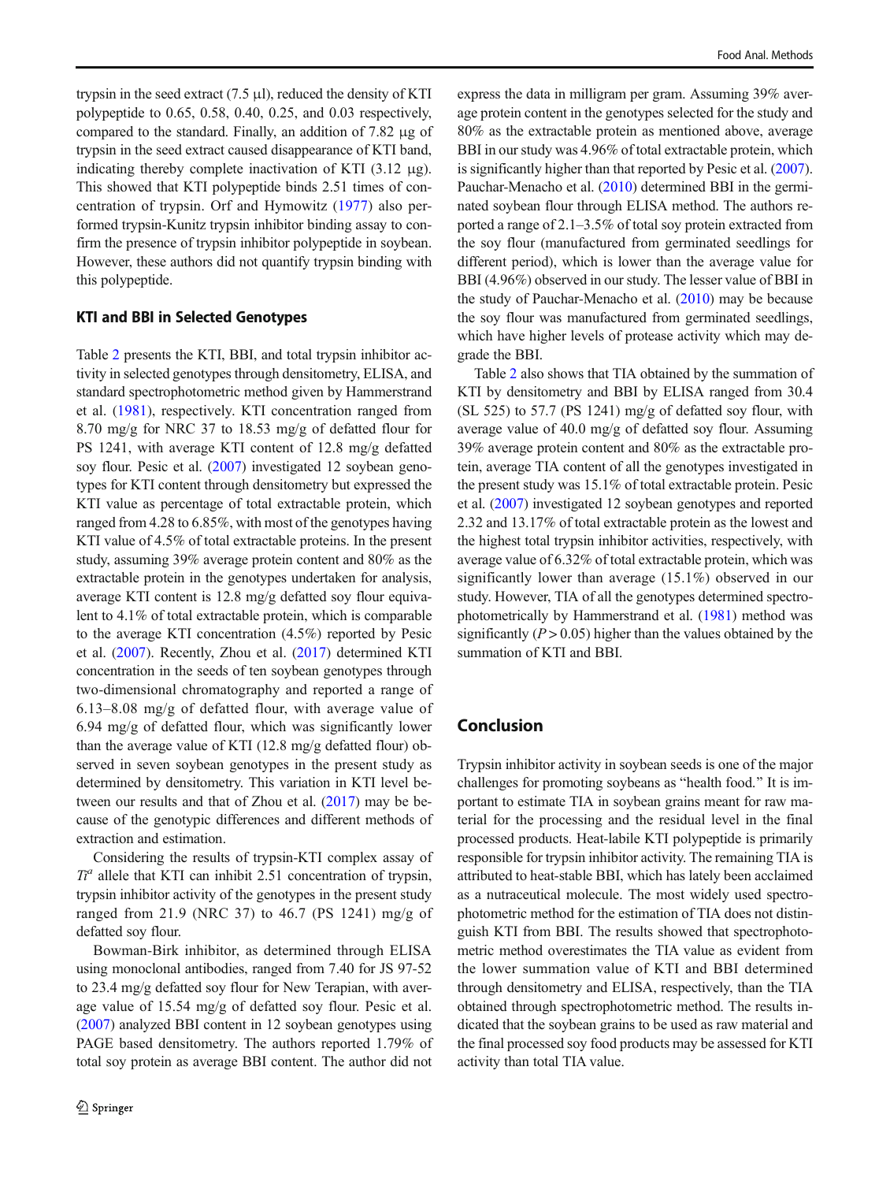trypsin in the seed extract (7.5 μl), reduced the density of KTI polypeptide to 0.65, 0.58, 0.40, 0.25, and 0.03 respectively, compared to the standard. Finally, an addition of 7.82 μg of trypsin in the seed extract caused disappearance of KTI band, indicating thereby complete inactivation of KTI (3.12 μg). This showed that KTI polypeptide binds 2.51 times of concentration of trypsin. Orf and Hymowitz (1977) also performed trypsin-Kunitz trypsin inhibitor binding assay to confirm the presence of trypsin inhibitor polypeptide in soybean. However, these authors did not quantify trypsin binding with this polypeptide.

### KTI and BBI in Selected Genotypes

Table 2 presents the KTI, BBI, and total trypsin inhibitor activity in selected genotypes through densitometry, ELISA, and standard spectrophotometric method given by Hammerstrand et al. (1981), respectively. KTI concentration ranged from 8.70 mg/g for NRC 37 to 18.53 mg/g of defatted flour for PS 1241, with average KTI content of 12.8 mg/g defatted soy flour. Pesic et al. (2007) investigated 12 soybean genotypes for KTI content through densitometry but expressed the KTI value as percentage of total extractable protein, which ranged from 4.28 to 6.85%, with most of the genotypes having KTI value of 4.5% of total extractable proteins. In the present study, assuming 39% average protein content and 80% as the extractable protein in the genotypes undertaken for analysis, average KTI content is 12.8 mg/g defatted soy flour equivalent to 4.1% of total extractable protein, which is comparable to the average KTI concentration (4.5%) reported by Pesic et al. (2007). Recently, Zhou et al. (2017) determined KTI concentration in the seeds of ten soybean genotypes through two-dimensional chromatography and reported a range of 6.13–8.08 mg/g of defatted flour, with average value of 6.94 mg/g of defatted flour, which was significantly lower than the average value of KTI (12.8 mg/g defatted flour) observed in seven soybean genotypes in the present study as determined by densitometry. This variation in KTI level between our results and that of Zhou et al. (2017) may be because of the genotypic differences and different methods of extraction and estimation.

Considering the results of trypsin-KTI complex assay of $Ti^a$ allele that KTI can inhibit 2.51 concentration of trypsin, trypsin inhibitor activity of the genotypes in the present study ranged from 21.9 (NRC 37) to 46.7 (PS 1241) mg/g of defatted soy flour.

Bowman-Birk inhibitor, as determined through ELISA using monoclonal antibodies, ranged from 7.40 for JS 97-52 to 23.4 mg/g defatted soy flour for New Terapian, with average value of 15.54 mg/g of defatted soy flour. Pesic et al. (2007) analyzed BBI content in 12 soybean genotypes using PAGE based densitometry. The authors reported 1.79% of total soy protein as average BBI content. The author did not express the data in milligram per gram. Assuming 39% average protein content in the genotypes selected for the study and 80% as the extractable protein as mentioned above, average BBI in our study was 4.96% of total extractable protein, which is significantly higher than that reported by Pesic et al. (2007). Pauchar-Menacho et al. (2010) determined BBI in the germinated soybean flour through ELISA method. The authors reported a range of 2.1–3.5% of total soy protein extracted from the soy flour (manufactured from germinated seedlings for different period), which is lower than the average value for BBI (4.96%) observed in our study. The lesser value of BBI in the study of Pauchar-Menacho et al. (2010) may be because the soy flour was manufactured from germinated seedlings, which have higher levels of protease activity which may degrade the BBI.

Table 2 also shows that TIA obtained by the summation of KTI by densitometry and BBI by ELISA ranged from 30.4 (SL 525) to 57.7 (PS 1241) mg/g of defatted soy flour, with average value of 40.0 mg/g of defatted soy flour. Assuming 39% average protein content and 80% as the extractable protein, average TIA content of all the genotypes investigated in the present study was 15.1% of total extractable protein. Pesic et al. (2007) investigated 12 soybean genotypes and reported 2.32 and 13.17% of total extractable protein as the lowest and the highest total trypsin inhibitor activities, respectively, with average value of 6.32% of total extractable protein, which was significantly lower than average (15.1%) observed in our study. However, TIA of all the genotypes determined spectrophotometrically by Hammerstrand et al. (1981) method was significantly ($P > 0.05$) higher than the values obtained by the summation of KTI and BBI.

## Conclusion

Trypsin inhibitor activity in soybean seeds is one of the major challenges for promoting soybeans as "health food." It is important to estimate TIA in soybean grains meant for raw material for the processing and the residual level in the final processed products. Heat-labile KTI polypeptide is primarily responsible for trypsin inhibitor activity. The remaining TIA is attributed to heat-stable BBI, which has lately been acclaimed as a nutraceutical molecule. The most widely used spectrophotometric method for the estimation of TIA does not distinguish KTI from BBI. The results showed that spectrophotometric method overestimates the TIA value as evident from the lower summation value of KTI and BBI determined through densitometry and ELISA, respectively, than the TIA obtained through spectrophotometric method. The results indicated that the soybean grains to be used as raw material and the final processed soy food products may be assessed for KTI activity than total TIA value.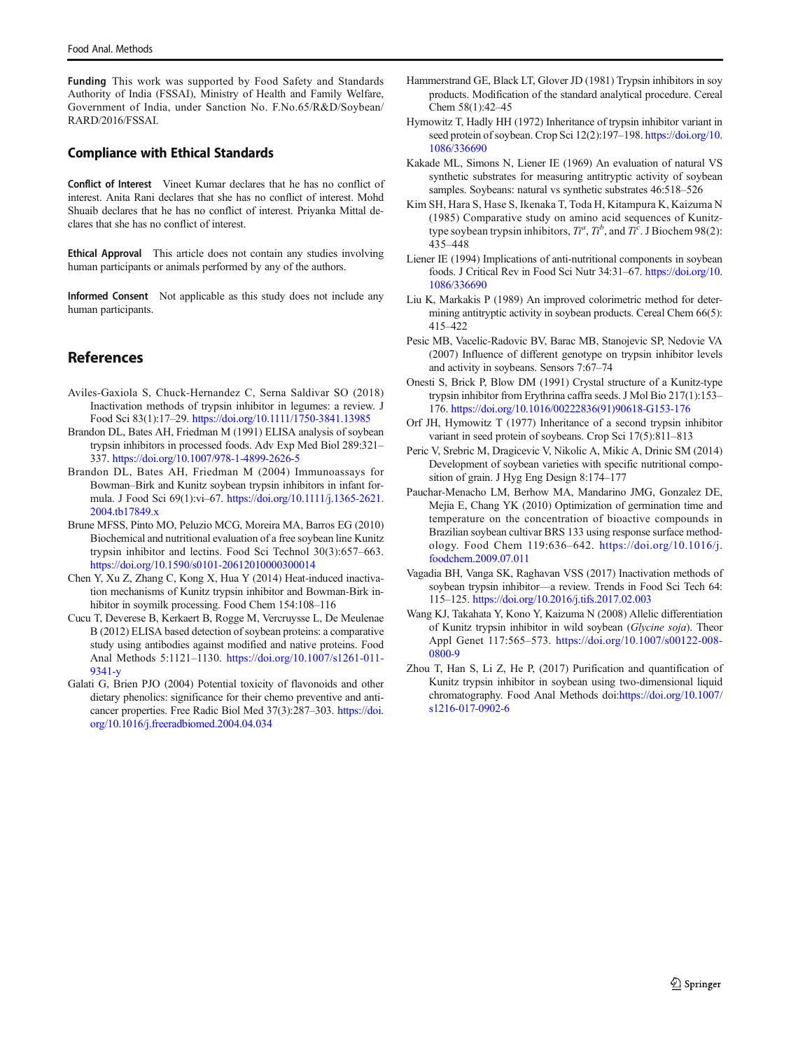**Funding** This work was supported by Food Safety and Standards Authority of India (FSSAI), Ministry of Health and Family Welfare, Government of India, under Sanction No. F.No.65/R&D/Soybean/RARD/2016/FSSAI.

## Compliance with Ethical Standards

**Conflict of Interest** Vineet Kumar declares that he has no conflict of interest. Anita Rani declares that she has no conflict of interest. Mohd Shuaib declares that he has no conflict of interest. Priyanka Mittal declares that she has no conflict of interest.

**Ethical Approval** This article does not contain any studies involving human participants or animals performed by any of the authors.

**Informed Consent** Not applicable as this study does not include any human participants.

## References

Aviles-Gaxiola S, Chuck-Hernandez C, Serna Saldivar SO (2018) Inactivation methods of trypsin inhibitor in legumes: a review. J Food Sci 83(1):17–29. https://doi.org/10.1111/1750-3841.13985

Brandon DL, Bates AH, Friedman M (1991) ELISA analysis of soybean trypsin inhibitors in processed foods. Adv Exp Med Biol 289:321–337. https://doi.org/10.1007/978-1-4899-2626-5

Brandon DL, Bates AH, Friedman M (2004) Immunoassays for Bowman–Birk and Kunitz soybean trypsin inhibitors in infant formula. J Food Sci 69(1):vi–67. https://doi.org/10.1111/j.1365-2621.2004.tb17849.x

Brune MFSS, Pinto MO, Peluzio MCG, Moreira MA, Barros EG (2010) Biochemical and nutritional evaluation of a free soybean line Kunitz trypsin inhibitor and lectins. Food Sci Technol 30(3):657–663. https://doi.org/10.1590/s0101-20612010000300014

Chen Y, Xu Z, Zhang C, Kong X, Hua Y (2014) Heat-induced inactivation mechanisms of Kunitz trypsin inhibitor and Bowman-Birk inhibitor in soymilk processing. Food Chem 154:108–116

Cucu T, Deverese B, Kerkaert B, Rogge M, Vercruysse L, De Meulenae B (2012) ELISA based detection of soybean proteins: a comparative study using antibodies against modified and native proteins. Food Anal Methods 5:1121–1130. https://doi.org/10.1007/s1261-011-9341-y

Galati G, Brien PJO (2004) Potential toxicity of flavonoids and other dietary phenolics: significance for their chemo preventive and anticancer properties. Free Radic Biol Med 37(3):287–303. https://doi.org/10.1016/j.freeradbiomed.2004.04.034

Hammerstrand GE, Black LT, Glover JD (1981) Trypsin inhibitors in soy products. Modification of the standard analytical procedure. Cereal Chem 58(1):42–45

Hymowitz T, Hadly HH (1972) Inheritance of trypsin inhibitor variant in seed protein of soybean. Crop Sci 12(2):197–198. https://doi.org/10.1086/336690

Kakade ML, Simons N, Liener IE (1969) An evaluation of natural VS synthetic substrates for measuring antitryptic activity of soybean samples. Soybeans: natural vs synthetic substrates 46:518–526

Kim SH, Hara S, Hase S, Ikenaka T, Toda H, Kitampura K, Kaizuma N (1985) Comparative study on amino acid sequences of Kunitz-type soybean trypsin inhibitors, $Ti^a$, $Ti^b$, and $Ti^c$. J Biochem 98(2):435–448

Liener IE (1994) Implications of anti-nutritional components in soybean foods. J Critical Rev in Food Sci Nutr 34:31–67. https://doi.org/10.1086/336690

Liu K, Markakis P (1989) An improved colorimetric method for determining antitryptic activity in soybean products. Cereal Chem 66(5):415–422

Pesic MB, Vacelic-Radovic BV, Barac MB, Stanojevic SP, Nedovie VA (2007) Influence of different genotype on trypsin inhibitor levels and activity in soybeans. Sensors 7:67–74

Onesti S, Brick P, Blow DM (1991) Crystal structure of a Kunitz-type trypsin inhibitor from Erythrina caffra seeds. J Mol Bio 217(1):153–176. https://doi.org/10.1016/00222836(91)90618-G153-176

Orf JH, Hymowitz T (1977) Inheritance of a second trypsin inhibitor variant in seed protein of soybeans. Crop Sci 17(5):811–813

Peric V, Srebric M, Dragicevic V, Nikolic A, Mikic A, Drinic SM (2014) Development of soybean varieties with specific nutritional composition of grain. J Hyg Eng Design 8:174–177

Pauchar-Menacho LM, Berhow MA, Mandarino JMG, Gonzalez DE, Mejia E, Chang YK (2010) Optimization of germination time and temperature on the concentration of bioactive compounds in Brazilian soybean cultivar BRS 133 using response surface methodology. Food Chem 119:636–642. https://doi.org/10.1016/j.foodchem.2009.07.011

Vagadia BH, Vanga SK, Raghavan VSS (2017) Inactivation methods of soybean trypsin inhibitor—a review. Trends in Food Sci Tech 64:115–125. https://doi.org/10.2016/j.tifs.2017.02.003

Wang KJ, Takahata Y, Kono Y, Kaizuma N (2008) Allelic differentiation of Kunitz trypsin inhibitor in wild soybean (*Glycine soja*). Theor Appl Genet 117:565–573. https://doi.org/10.1007/s00122-008-0800-9

Zhou T, Han S, Li Z, He P, (2017) Purification and quantification of Kunitz trypsin inhibitor in soybean using two-dimensional liquid chromatography. Food Anal Methods doi:https://doi.org/10.1007/s1216-017-0902-6